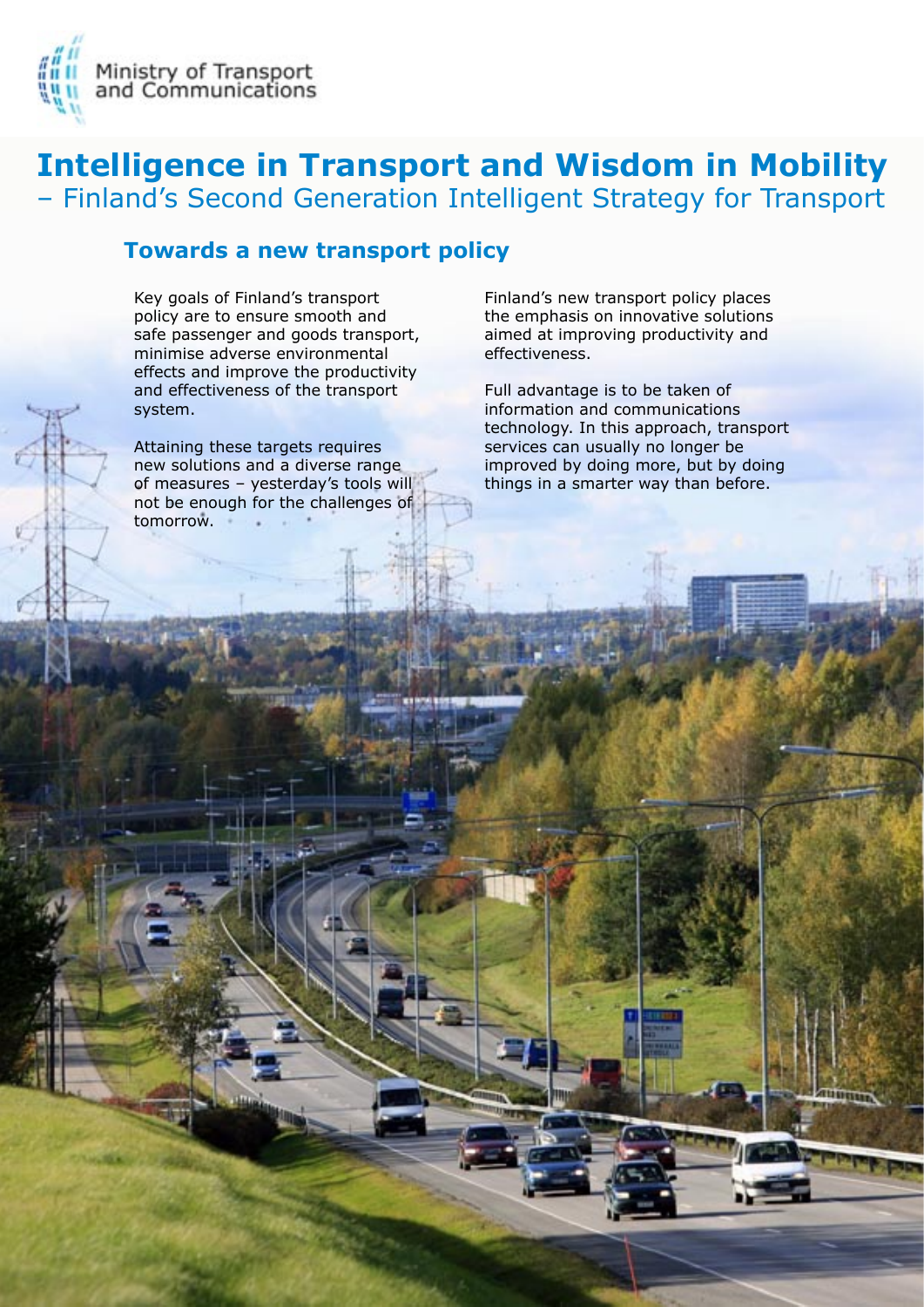Ministry of Transport and Communications

# Intelligence in Transport and Wisdom in Mobility

– Finland's Second Generation Intelligent Strategy for Transport

## Towards a new transport policy

Key goals of Finland's transport policy are to ensure smooth and safe passenger and goods transport, minimise adverse environmental effects and improve the productivity and effectiveness of the transport system.

Attaining these targets requires new solutions and a diverse range of measures – yesterday's tools will not be enough for the challenges of tomorrow.

Finland's new transport policy places the emphasis on innovative solutions aimed at improving productivity and effectiveness.

Full advantage is to be taken of information and communications technology. In this approach, transport services can usually no longer be improved by doing more, but by doing things in a smarter way than before.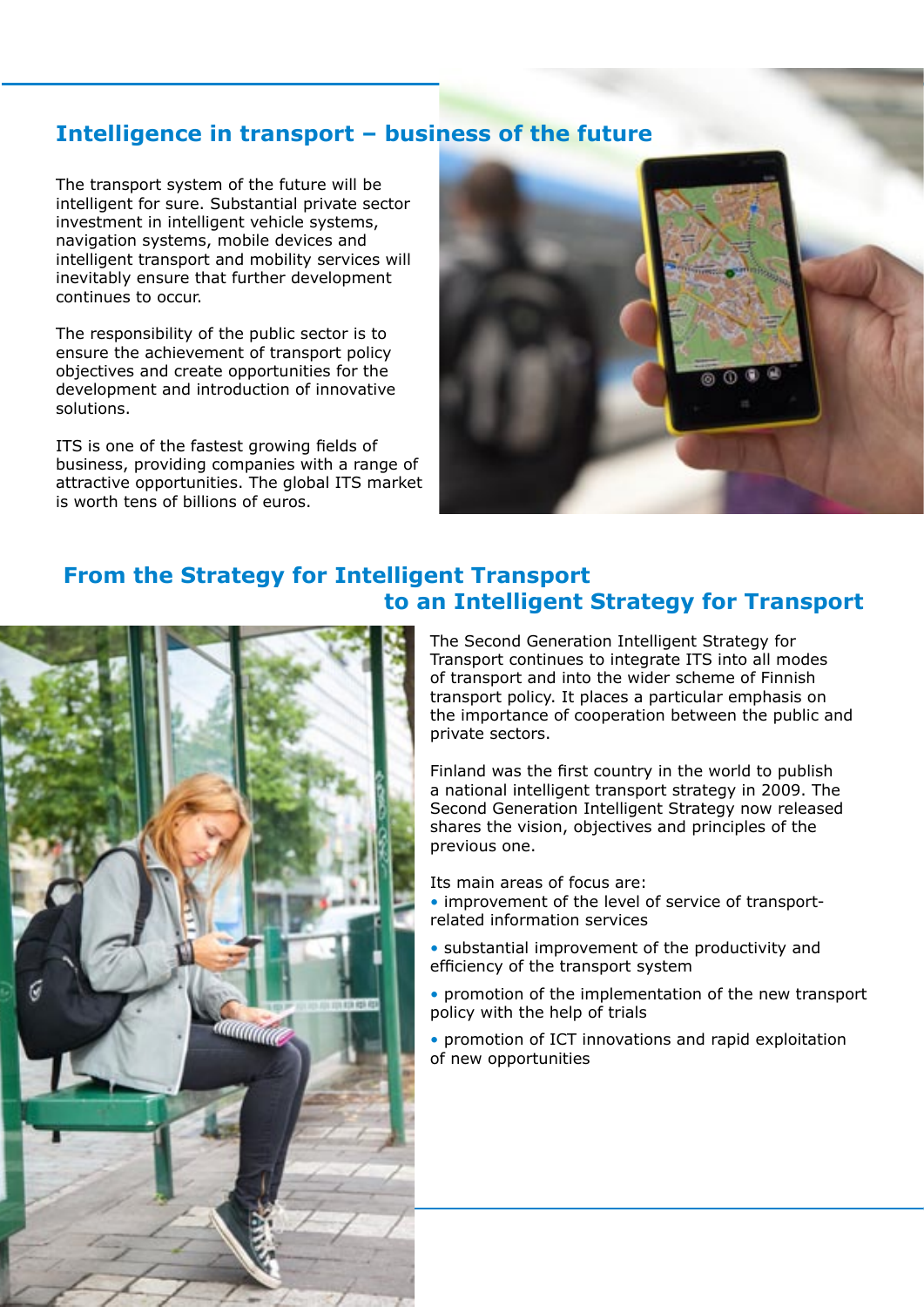## Intelligence in transport – business of the future

The transport system of the future will be intelligent for sure. Substantial private sector investment in intelligent vehicle systems, navigation systems, mobile devices and intelligent transport and mobility services will inevitably ensure that further development continues to occur.

The responsibility of the public sector is to ensure the achievement of transport policy objectives and create opportunities for the development and introduction of innovative solutions.

ITS is one of the fastest growing fields of business, providing companies with a range of attractive opportunities. The global ITS market is worth tens of billions of euros.

## From the Strategy for Intelligent Transport to an Intelligent Strategy for Transport

The Second Generation Intelligent Strategy for Transport continues to integrate ITS into all modes of transport and into the wider scheme of Finnish transport policy. It places a particular emphasis on the importance of cooperation between the public and private sectors.

Finland was the first country in the world to publish a national intelligent transport strategy in 2009. The Second Generation Intelligent Strategy now released shares the vision, objectives and principles of the previous one.

Its main areas of focus are:

- improvement of the level of service of transport-related information services
- substantial improvement of the productivity and efficiency of the transport system
- promotion of the implementation of the new transport policy with the help of trials
- promotion of ICT innovations and rapid exploitation of new opportunities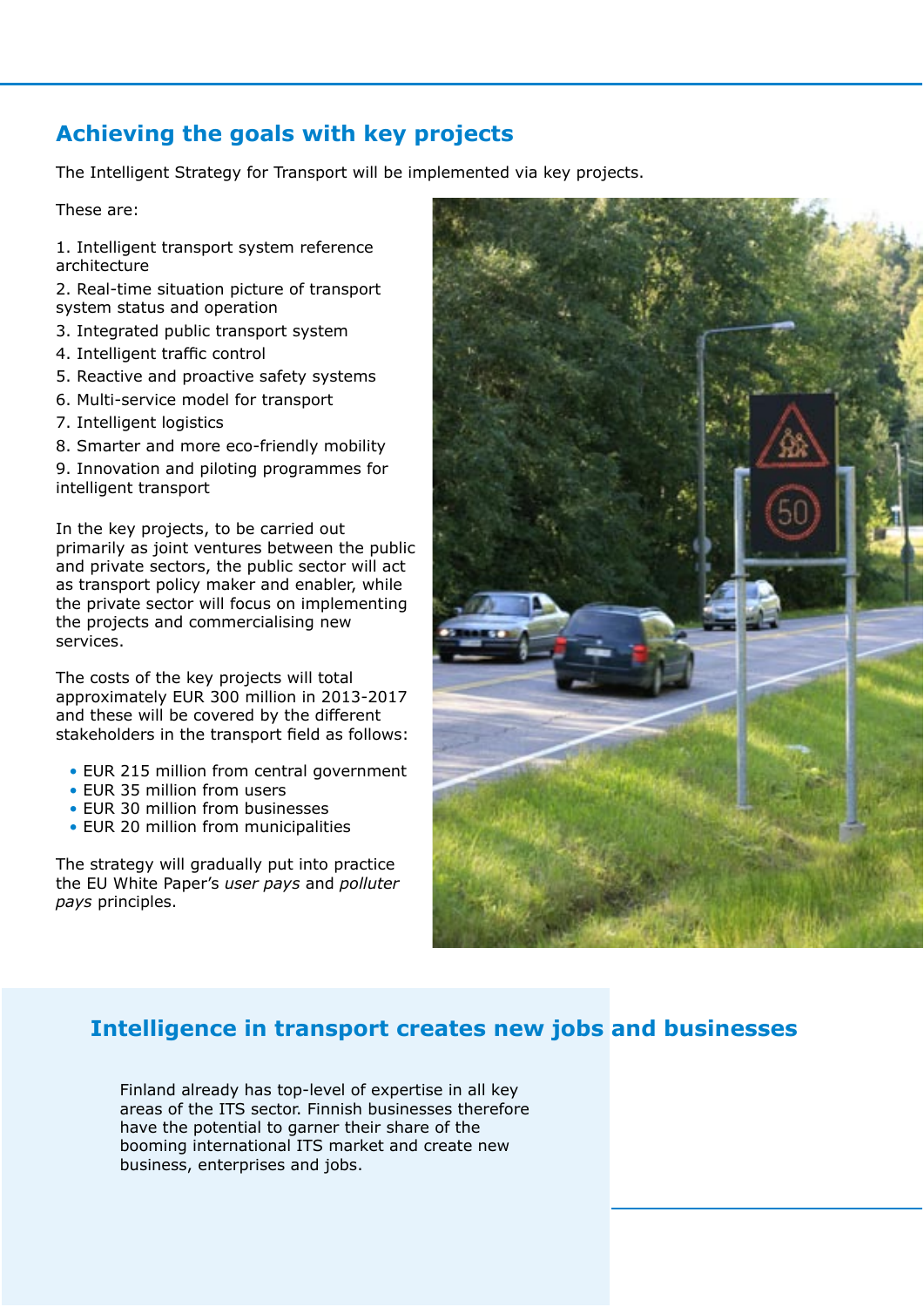## Achieving the goals with key projects

The Intelligent Strategy for Transport will be implemented via key projects.

These are:

1. Intelligent transport system reference architecture
2. Real-time situation picture of transport system status and operation
3. Integrated public transport system
4. Intelligent traffic control
5. Reactive and proactive safety systems
6. Multi-service model for transport
7. Intelligent logistics
8. Smarter and more eco-friendly mobility
9. Innovation and piloting programmes for intelligent transport

In the key projects, to be carried out primarily as joint ventures between the public and private sectors, the public sector will act as transport policy maker and enabler, while the private sector will focus on implementing the projects and commercialising new services.

The costs of the key projects will total approximately EUR 300 million in 2013-2017 and these will be covered by the different stakeholders in the transport field as follows:

- EUR 215 million from central government
- EUR 35 million from users
- EUR 30 million from businesses
- EUR 20 million from municipalities

The strategy will gradually put into practice the EU White Paper's *user pays* and *polluter pays* principles.

## Intelligence in transport creates new jobs and businesses

Finland already has top-level of expertise in all key areas of the ITS sector. Finnish businesses therefore have the potential to garner their share of the booming international ITS market and create new business, enterprises and jobs.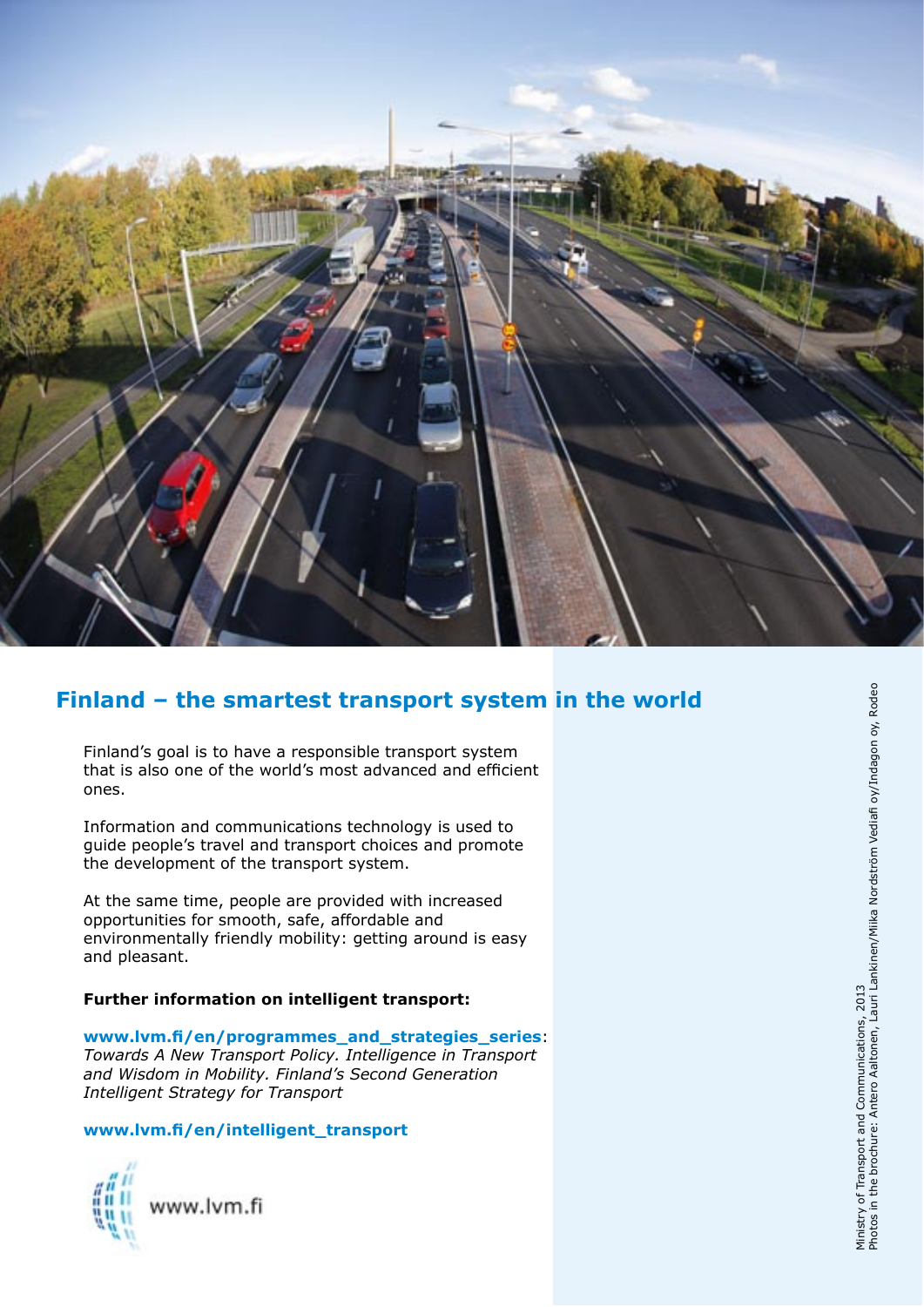## Finland – the smartest transport system in the world

Finland's goal is to have a responsible transport system that is also one of the world's most advanced and efficient ones.

Information and communications technology is used to guide people's travel and transport choices and promote the development of the transport system.

At the same time, people are provided with increased opportunities for smooth, safe, affordable and environmentally friendly mobility: getting around is easy and pleasant.

**Further information on intelligent transport:**

**www.lvm.fi/en/programmes_and_strategies_series**: *Towards A New Transport Policy. Intelligence in Transport and Wisdom in Mobility. Finland's Second Generation Intelligent Strategy for Transport*

**www.lvm.fi/en/intelligent_transport**

www.lvm.fi

Ministry of Transport and Communications, 2013
Photos in the brochure: Antero Aaltonen, Lauri Lankinen/Miika Nordström Vediafi oy/Indagon oy, Rodeo